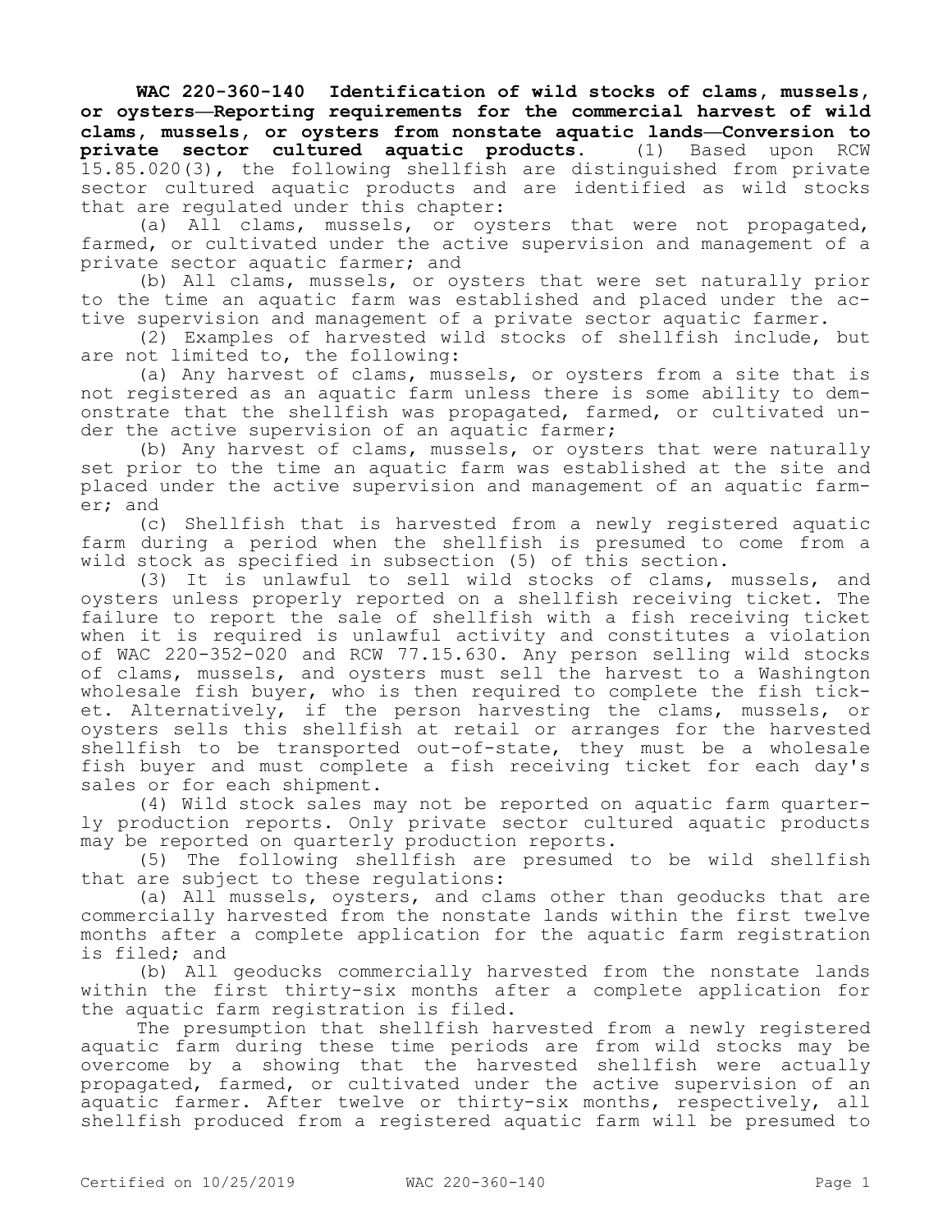**WAC 220-360-140 Identification of wild stocks of clams, mussels, or oysters—Reporting requirements for the commercial harvest of wild clams, mussels, or oysters from nonstate aquatic lands—Conversion to private sector cultured aquatic products.** (1) Based upon RCW 15.85.020(3), the following shellfish are distinguished from private sector cultured aquatic products and are identified as wild stocks that are regulated under this chapter:

(a) All clams, mussels, or oysters that were not propagated, farmed, or cultivated under the active supervision and management of a private sector aquatic farmer; and

(b) All clams, mussels, or oysters that were set naturally prior to the time an aquatic farm was established and placed under the active supervision and management of a private sector aquatic farmer.

(2) Examples of harvested wild stocks of shellfish include, but are not limited to, the following:

(a) Any harvest of clams, mussels, or oysters from a site that is not registered as an aquatic farm unless there is some ability to demonstrate that the shellfish was propagated, farmed, or cultivated under the active supervision of an aquatic farmer;

(b) Any harvest of clams, mussels, or oysters that were naturally set prior to the time an aquatic farm was established at the site and placed under the active supervision and management of an aquatic farmer; and

(c) Shellfish that is harvested from a newly registered aquatic farm during a period when the shellfish is presumed to come from a wild stock as specified in subsection (5) of this section.

(3) It is unlawful to sell wild stocks of clams, mussels, and oysters unless properly reported on a shellfish receiving ticket. The failure to report the sale of shellfish with a fish receiving ticket when it is required is unlawful activity and constitutes a violation of WAC 220-352-020 and RCW 77.15.630. Any person selling wild stocks of clams, mussels, and oysters must sell the harvest to a Washington wholesale fish buyer, who is then required to complete the fish ticket. Alternatively, if the person harvesting the clams, mussels, or oysters sells this shellfish at retail or arranges for the harvested shellfish to be transported out-of-state, they must be a wholesale fish buyer and must complete a fish receiving ticket for each day's sales or for each shipment.

(4) Wild stock sales may not be reported on aquatic farm quarterly production reports. Only private sector cultured aquatic products may be reported on quarterly production reports.

(5) The following shellfish are presumed to be wild shellfish that are subject to these regulations:

(a) All mussels, oysters, and clams other than geoducks that are commercially harvested from the nonstate lands within the first twelve months after a complete application for the aquatic farm registration is filed; and

(b) All geoducks commercially harvested from the nonstate lands within the first thirty-six months after a complete application for the aquatic farm registration is filed.

The presumption that shellfish harvested from a newly registered aquatic farm during these time periods are from wild stocks may be overcome by a showing that the harvested shellfish were actually propagated, farmed, or cultivated under the active supervision of an aquatic farmer. After twelve or thirty-six months, respectively, all shellfish produced from a registered aquatic farm will be presumed to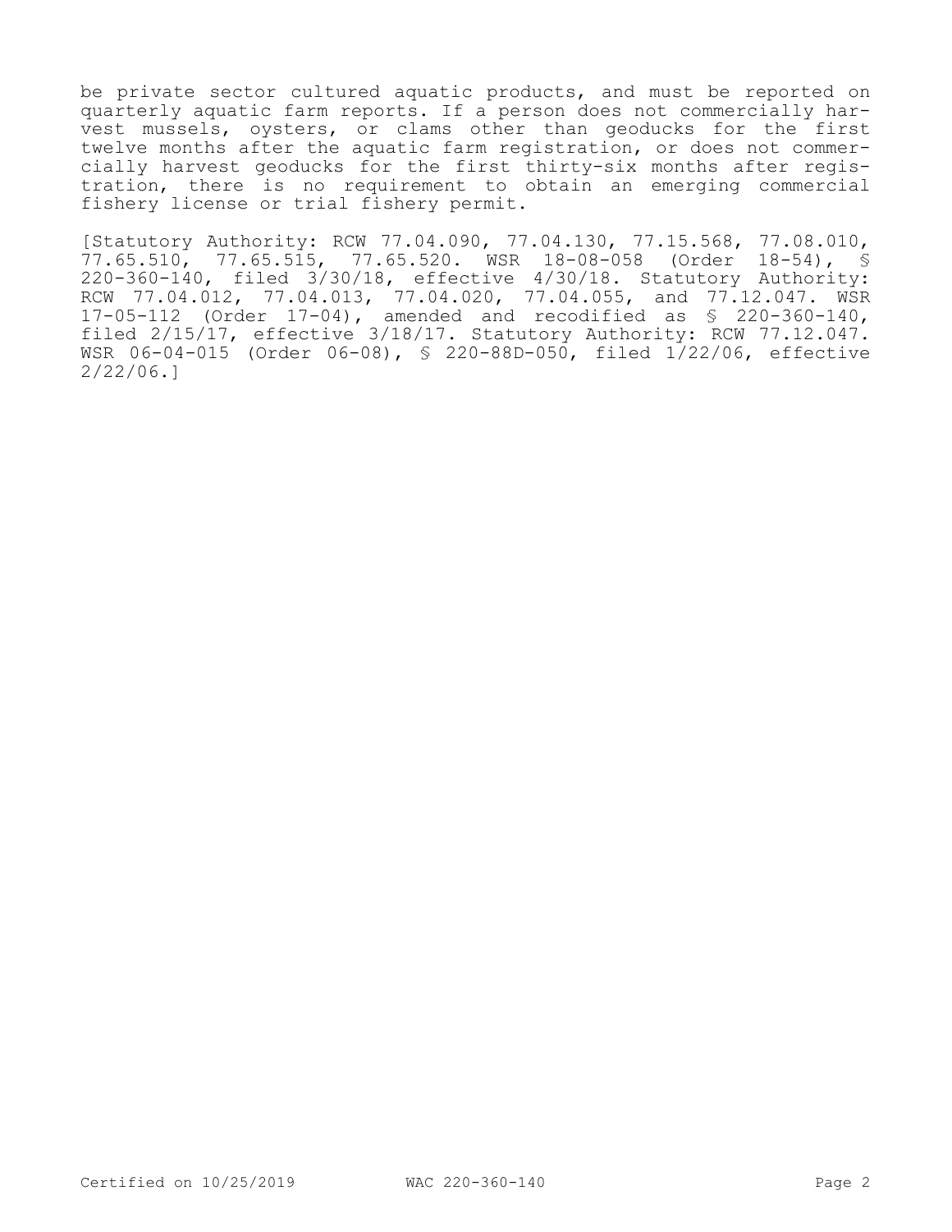be private sector cultured aquatic products, and must be reported on quarterly aquatic farm reports. If a person does not commercially harvest mussels, oysters, or clams other than geoducks for the first twelve months after the aquatic farm registration, or does not commercially harvest geoducks for the first thirty-six months after registration, there is no requirement to obtain an emerging commercial fishery license or trial fishery permit.

[Statutory Authority: RCW 77.04.090, 77.04.130, 77.15.568, 77.08.010, 77.65.510, 77.65.515, 77.65.520. WSR 18-08-058 (Order 18-54), § 220-360-140, filed 3/30/18, effective 4/30/18. Statutory Authority: RCW 77.04.012, 77.04.013, 77.04.020, 77.04.055, and 77.12.047. WSR 17-05-112 (Order 17-04), amended and recodified as § 220-360-140, filed 2/15/17, effective 3/18/17. Statutory Authority: RCW 77.12.047. WSR 06-04-015 (Order 06-08), § 220-88D-050, filed 1/22/06, effective 2/22/06.]